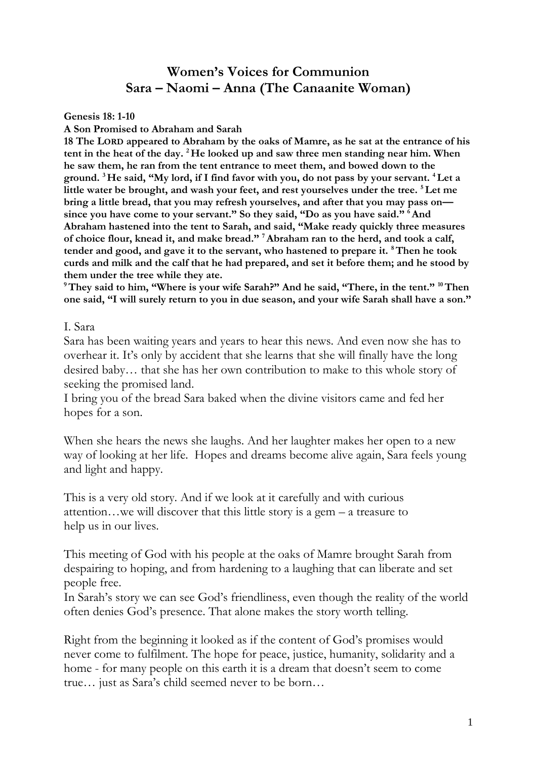# Women's Voices for Communion
## Sara – Naomi – Anna (The Canaanite Woman)

**Genesis 18: 1-10**

**A Son Promised to Abraham and Sarah**

**18 The LORD appeared to Abraham by the oaks of Mamre, as he sat at the entrance of his tent in the heat of the day. [2] He looked up and saw three men standing near him. When he saw them, he ran from the tent entrance to meet them, and bowed down to the ground. [3] He said, "My lord, if I find favor with you, do not pass by your servant. [4] Let a little water be brought, and wash your feet, and rest yourselves under the tree. [5] Let me bring a little bread, that you may refresh yourselves, and after that you may pass on—since you have come to your servant." So they said, "Do as you have said." [6] And Abraham hastened into the tent to Sarah, and said, "Make ready quickly three measures of choice flour, knead it, and make bread." [7] Abraham ran to the herd, and took a calf, tender and good, and gave it to the servant, who hastened to prepare it. [8] Then he took curds and milk and the calf that he had prepared, and set it before them; and he stood by them under the tree while they ate.**

**[9] They said to him, "Where is your wife Sarah?" And he said, "There, in the tent." [10] Then one said, "I will surely return to you in due season, and your wife Sarah shall have a son."**

I. Sara

Sara has been waiting years and years to hear this news. And even now she has to overhear it. It's only by accident that she learns that she will finally have the long desired baby… that she has her own contribution to make to this whole story of seeking the promised land.

I bring you of the bread Sara baked when the divine visitors came and fed her hopes for a son.

When she hears the news she laughs. And her laughter makes her open to a new way of looking at her life. Hopes and dreams become alive again, Sara feels young and light and happy.

This is a very old story. And if we look at it carefully and with curious attention…we will discover that this little story is a gem – a treasure to help us in our lives.

This meeting of God with his people at the oaks of Mamre brought Sarah from despairing to hoping, and from hardening to a laughing that can liberate and set people free.

In Sarah's story we can see God's friendliness, even though the reality of the world often denies God's presence. That alone makes the story worth telling.

Right from the beginning it looked as if the content of God's promises would never come to fulfilment. The hope for peace, justice, humanity, solidarity and a home - for many people on this earth it is a dream that doesn't seem to come true… just as Sara's child seemed never to be born…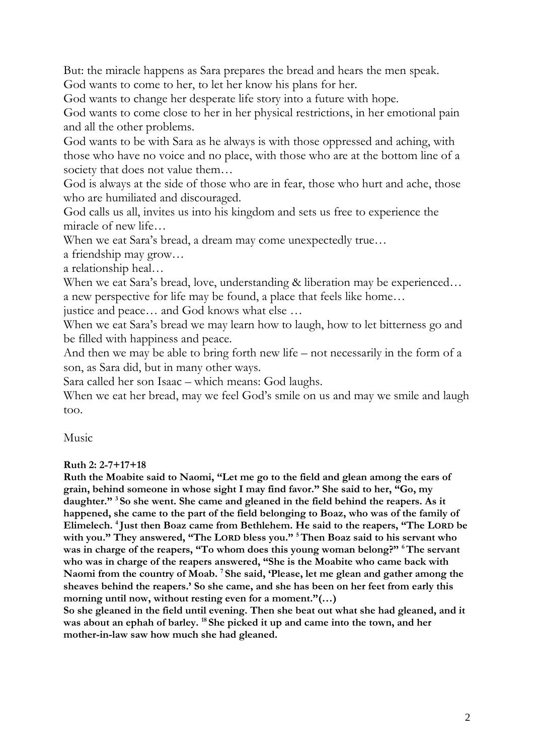But: the miracle happens as Sara prepares the bread and hears the men speak.
God wants to come to her, to let her know his plans for her.
God wants to change her desperate life story into a future with hope.
God wants to come close to her in her physical restrictions, in her emotional pain and all the other problems.
God wants to be with Sara as he always is with those oppressed and aching, with those who have no voice and no place, with those who are at the bottom line of a society that does not value them…
God is always at the side of those who are in fear, those who hurt and ache, those who are humiliated and discouraged.
God calls us all, invites us into his kingdom and sets us free to experience the miracle of new life…
When we eat Sara's bread, a dream may come unexpectedly true…
a friendship may grow…
a relationship heal…
When we eat Sara's bread, love, understanding & liberation may be experienced…
a new perspective for life may be found, a place that feels like home…
justice and peace… and God knows what else …
When we eat Sara's bread we may learn how to laugh, how to let bitterness go and be filled with happiness and peace.
And then we may be able to bring forth new life – not necessarily in the form of a son, as Sara did, but in many other ways.
Sara called her son Isaac – which means: God laughs.
When we eat her bread, may we feel God's smile on us and may we smile and laugh too.

Music

**Ruth 2: 2-7+17+18**
**Ruth the Moabite said to Naomi, "Let me go to the field and glean among the ears of grain, behind someone in whose sight I may find favor." She said to her, "Go, my daughter." [3] So she went. She came and gleaned in the field behind the reapers. As it happened, she came to the part of the field belonging to Boaz, who was of the family of Elimelech. [4] Just then Boaz came from Bethlehem. He said to the reapers, "The LORD be with you." They answered, "The LORD bless you." [5] Then Boaz said to his servant who was in charge of the reapers, "To whom does this young woman belong?" [6] The servant who was in charge of the reapers answered, "She is the Moabite who came back with Naomi from the country of Moab. [7] She said, 'Please, let me glean and gather among the sheaves behind the reapers.' So she came, and she has been on her feet from early this morning until now, without resting even for a moment."(…)**
**So she gleaned in the field until evening. Then she beat out what she had gleaned, and it was about an ephah of barley. [18] She picked it up and came into the town, and her mother-in-law saw how much she had gleaned.**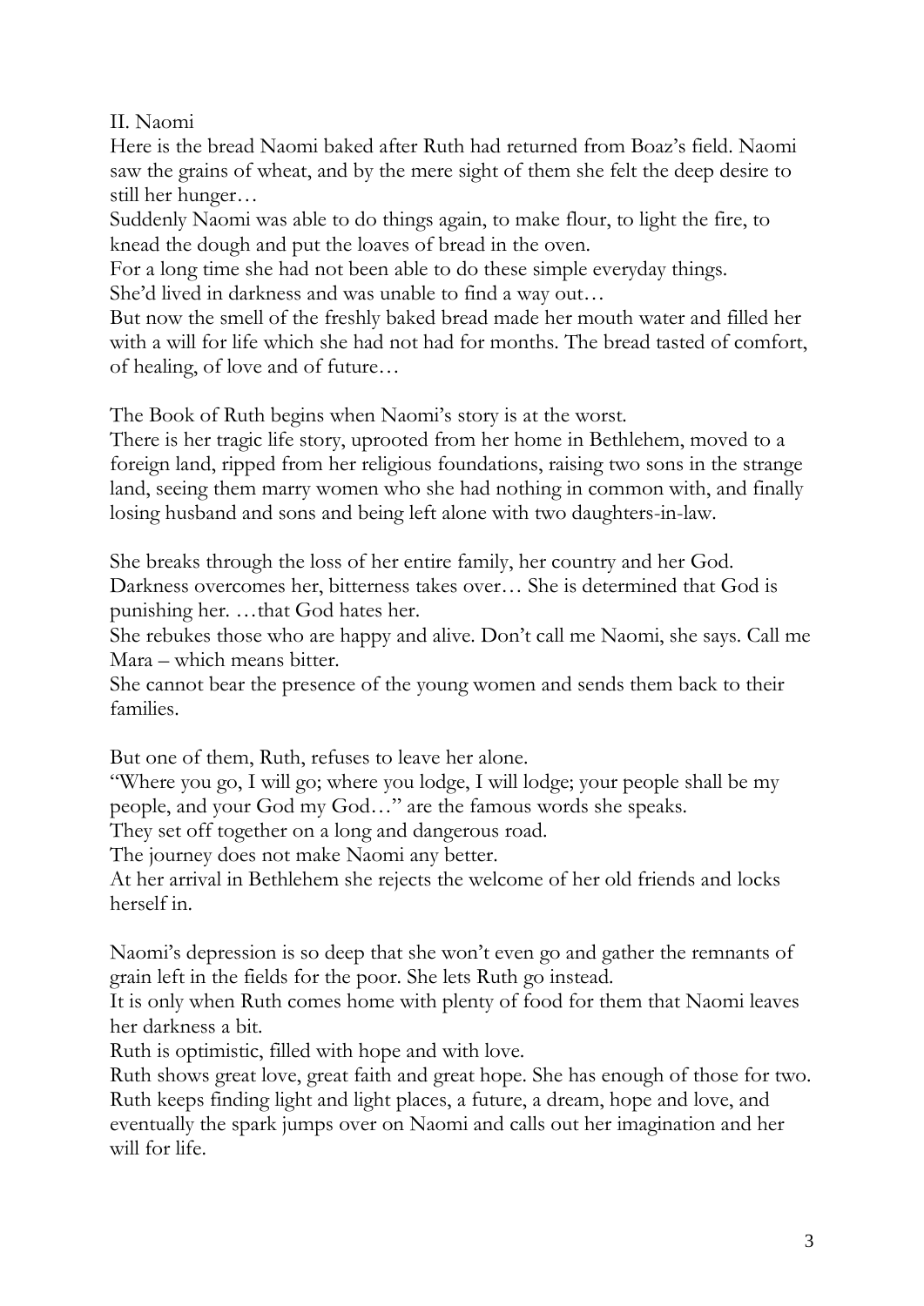## II. Naomi

Here is the bread Naomi baked after Ruth had returned from Boaz's field. Naomi saw the grains of wheat, and by the mere sight of them she felt the deep desire to still her hunger…

Suddenly Naomi was able to do things again, to make flour, to light the fire, to knead the dough and put the loaves of bread in the oven.

For a long time she had not been able to do these simple everyday things.

She'd lived in darkness and was unable to find a way out…

But now the smell of the freshly baked bread made her mouth water and filled her with a will for life which she had not had for months. The bread tasted of comfort, of healing, of love and of future…

The Book of Ruth begins when Naomi's story is at the worst.

There is her tragic life story, uprooted from her home in Bethlehem, moved to a foreign land, ripped from her religious foundations, raising two sons in the strange land, seeing them marry women who she had nothing in common with, and finally losing husband and sons and being left alone with two daughters-in-law.

She breaks through the loss of her entire family, her country and her God. Darkness overcomes her, bitterness takes over… She is determined that God is punishing her. …that God hates her.

She rebukes those who are happy and alive. Don't call me Naomi, she says. Call me Mara – which means bitter.

She cannot bear the presence of the young women and sends them back to their families.

But one of them, Ruth, refuses to leave her alone.

"Where you go, I will go; where you lodge, I will lodge; your people shall be my people, and your God my God…" are the famous words she speaks.

They set off together on a long and dangerous road.

The journey does not make Naomi any better.

At her arrival in Bethlehem she rejects the welcome of her old friends and locks herself in.

Naomi's depression is so deep that she won't even go and gather the remnants of grain left in the fields for the poor. She lets Ruth go instead.

It is only when Ruth comes home with plenty of food for them that Naomi leaves her darkness a bit.

Ruth is optimistic, filled with hope and with love.

Ruth shows great love, great faith and great hope. She has enough of those for two. Ruth keeps finding light and light places, a future, a dream, hope and love, and eventually the spark jumps over on Naomi and calls out her imagination and her will for life.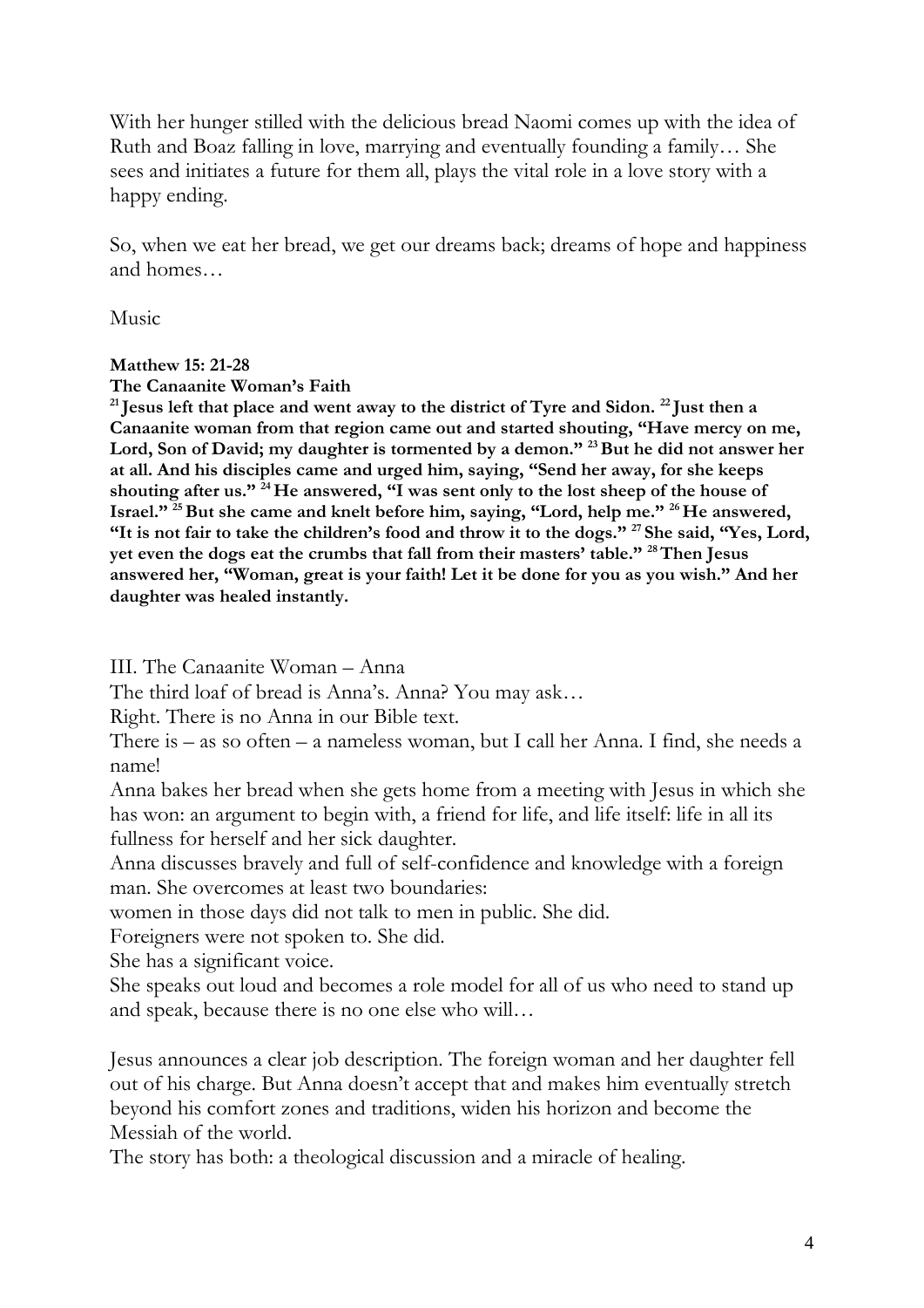With her hunger stilled with the delicious bread Naomi comes up with the idea of Ruth and Boaz falling in love, marrying and eventually founding a family… She sees and initiates a future for them all, plays the vital role in a love story with a happy ending.

So, when we eat her bread, we get our dreams back; dreams of hope and happiness and homes…

Music

**Matthew 15: 21-28**
**The Canaanite Woman's Faith**
**[21] Jesus left that place and went away to the district of Tyre and Sidon. [22] Just then a Canaanite woman from that region came out and started shouting, "Have mercy on me, Lord, Son of David; my daughter is tormented by a demon." [23] But he did not answer her at all. And his disciples came and urged him, saying, "Send her away, for she keeps shouting after us." [24] He answered, "I was sent only to the lost sheep of the house of Israel." [25] But she came and knelt before him, saying, "Lord, help me." [26] He answered, "It is not fair to take the children's food and throw it to the dogs." [27] She said, "Yes, Lord, yet even the dogs eat the crumbs that fall from their masters' table." [28] Then Jesus answered her, "Woman, great is your faith! Let it be done for you as you wish." And her daughter was healed instantly.**

III. The Canaanite Woman – Anna

The third loaf of bread is Anna's. Anna? You may ask…

Right. There is no Anna in our Bible text.

There is – as so often – a nameless woman, but I call her Anna. I find, she needs a name!

Anna bakes her bread when she gets home from a meeting with Jesus in which she has won: an argument to begin with, a friend for life, and life itself: life in all its fullness for herself and her sick daughter.

Anna discusses bravely and full of self-confidence and knowledge with a foreign man. She overcomes at least two boundaries:

women in those days did not talk to men in public. She did.

Foreigners were not spoken to. She did.

She has a significant voice.

She speaks out loud and becomes a role model for all of us who need to stand up and speak, because there is no one else who will…

Jesus announces a clear job description. The foreign woman and her daughter fell out of his charge. But Anna doesn't accept that and makes him eventually stretch beyond his comfort zones and traditions, widen his horizon and become the Messiah of the world.

The story has both: a theological discussion and a miracle of healing.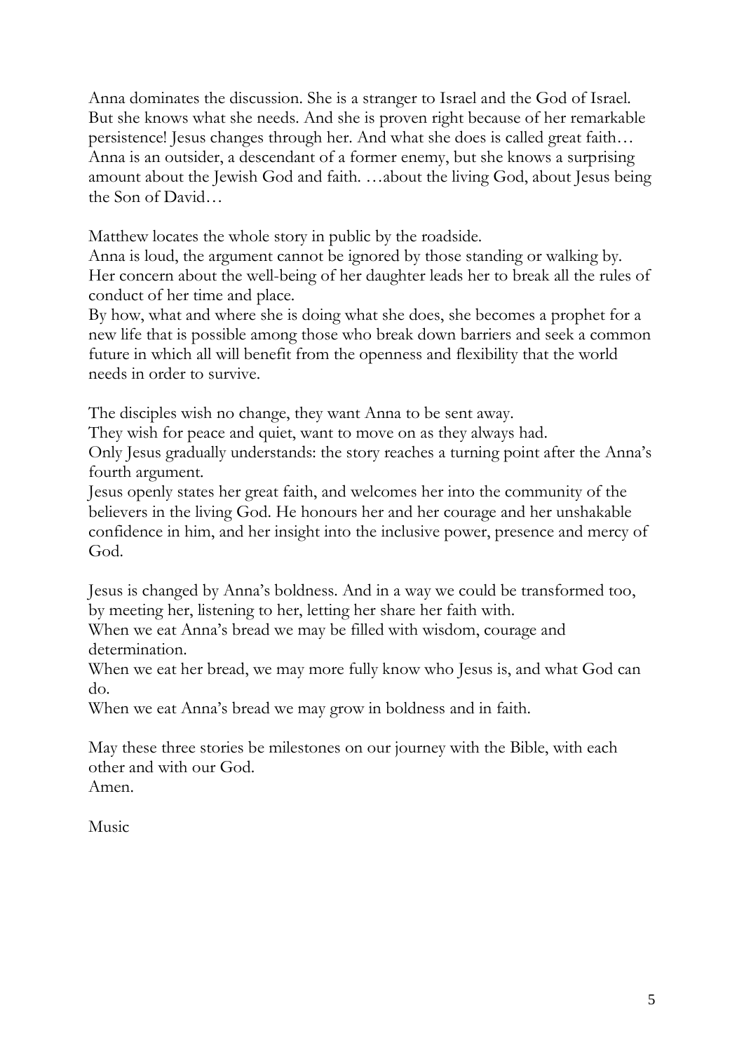Anna dominates the discussion. She is a stranger to Israel and the God of Israel. But she knows what she needs. And she is proven right because of her remarkable persistence! Jesus changes through her. And what she does is called great faith… Anna is an outsider, a descendant of a former enemy, but she knows a surprising amount about the Jewish God and faith. …about the living God, about Jesus being the Son of David…

Matthew locates the whole story in public by the roadside.
Anna is loud, the argument cannot be ignored by those standing or walking by.
Her concern about the well-being of her daughter leads her to break all the rules of conduct of her time and place.
By how, what and where she is doing what she does, she becomes a prophet for a new life that is possible among those who break down barriers and seek a common future in which all will benefit from the openness and flexibility that the world needs in order to survive.

The disciples wish no change, they want Anna to be sent away.
They wish for peace and quiet, want to move on as they always had.
Only Jesus gradually understands: the story reaches a turning point after the Anna's fourth argument.
Jesus openly states her great faith, and welcomes her into the community of the believers in the living God. He honours her and her courage and her unshakable confidence in him, and her insight into the inclusive power, presence and mercy of God.

Jesus is changed by Anna's boldness. And in a way we could be transformed too, by meeting her, listening to her, letting her share her faith with.
When we eat Anna's bread we may be filled with wisdom, courage and determination.
When we eat her bread, we may more fully know who Jesus is, and what God can do.
When we eat Anna's bread we may grow in boldness and in faith.

May these three stories be milestones on our journey with the Bible, with each other and with our God.
Amen.

Music